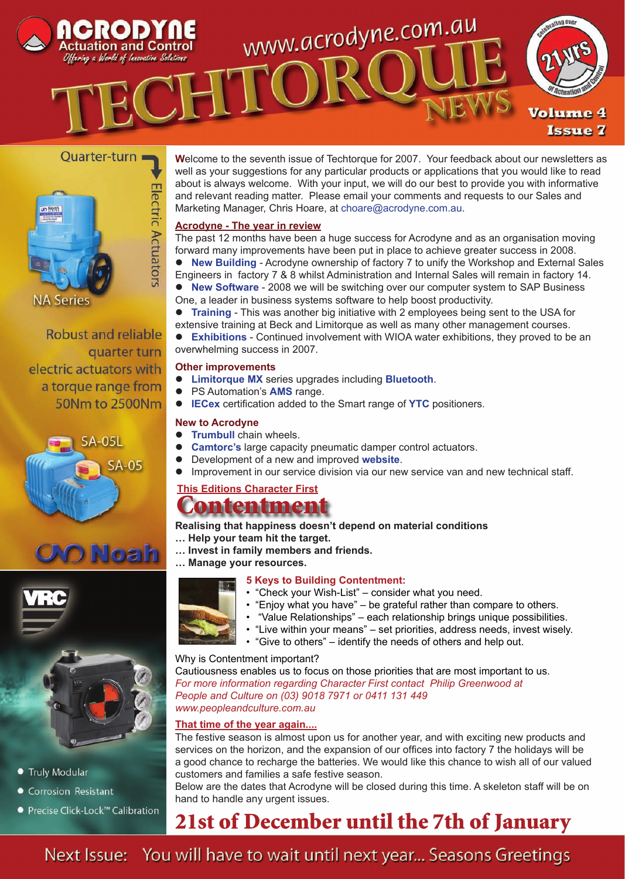# ACRODYNE Actuation and Control

*Offering a World of Innovative Solutions*

www.acrodyne.com.au

# TECHTORQUE NEWS

Celebrating over 21 yrs of Actuation and Control

**Volume 4 Issue 7**

Quarter-turn Electric Actuators

NA Series

Robust and reliable quarter turn electric actuators with a torque range from 50Nm to 2500Nm

SA-05L

SA-05

Noah

VRC

- Truly Modular
- Corrosion Resistant
- Precise Click-Lock™ Calibration

**W**elcome to the seventh issue of Techtorque for 2007. Your feedback about our newsletters as well as your suggestions for any particular products or applications that you would like to read about is always welcome. With your input, we will do our best to provide you with informative and relevant reading matter. Please email your comments and requests to our Sales and Marketing Manager, Chris Hoare, at choare@acrodyne.com.au.

## Acrodyne - The year in review

The past 12 months have been a huge success for Acrodyne and as an organisation moving forward many improvements have been put in place to achieve greater success in 2008.

- **New Building** - Acrodyne ownership of factory 7 to unify the Workshop and External Sales Engineers in factory 7 & 8 whilst Administration and Internal Sales will remain in factory 14.
- **New Software** - 2008 we will be switching over our computer system to SAP Business One, a leader in business systems software to help boost productivity.
- **Training** - This was another big initiative with 2 employees being sent to the USA for extensive training at Beck and Limitorque as well as many other management courses.
- **Exhibitions** - Continued involvement with WIOA water exhibitions, they proved to be an overwhelming success in 2007.

## Other improvements

- **Limitorque MX** series upgrades including **Bluetooth**.
- PS Automation's **AMS** range.
- **IECex** certification added to the Smart range of **YTC** positioners.

## New to Acrodyne

- **Trumbull** chain wheels.
- **Camtorc's** large capacity pneumatic damper control actuators.
- Development of a new and improved **website**.
- Improvement in our service division via our new service van and new technical staff.

## This Editions Character First

# Contentment

**Realising that happiness doesn't depend on material conditions**
**… Help your team hit the target.**
**… Invest in family members and friends.**
**… Manage your resources.**

### 5 Keys to Building Contentment:

- "Check your Wish-List" – consider what you need.
- "Enjoy what you have" – be grateful rather than compare to others.
- "Value Relationships" – each relationship brings unique possibilities.
- "Live within your means" – set priorities, address needs, invest wisely.
- "Give to others" – identify the needs of others and help out.

Why is Contentment important?
Cautiousness enables us to focus on those priorities that are most important to us.

*For more information regarding Character First contact Philip Greenwood at People and Culture on (03) 9018 7971 or 0411 131 449*
*www.peopleandculture.com.au*

## That time of the year again....

The festive season is almost upon us for another year, and with exciting new products and services on the horizon, and the expansion of our offices into factory 7 the holidays will be a good chance to recharge the batteries. We would like this chance to wish all of our valued customers and families a safe festive season.

Below are the dates that Acrodyne will be closed during this time. A skeleton staff will be on hand to handle any urgent issues.

# 21st of December until the 7th of January

Next Issue: You will have to wait until next year... Seasons Greetings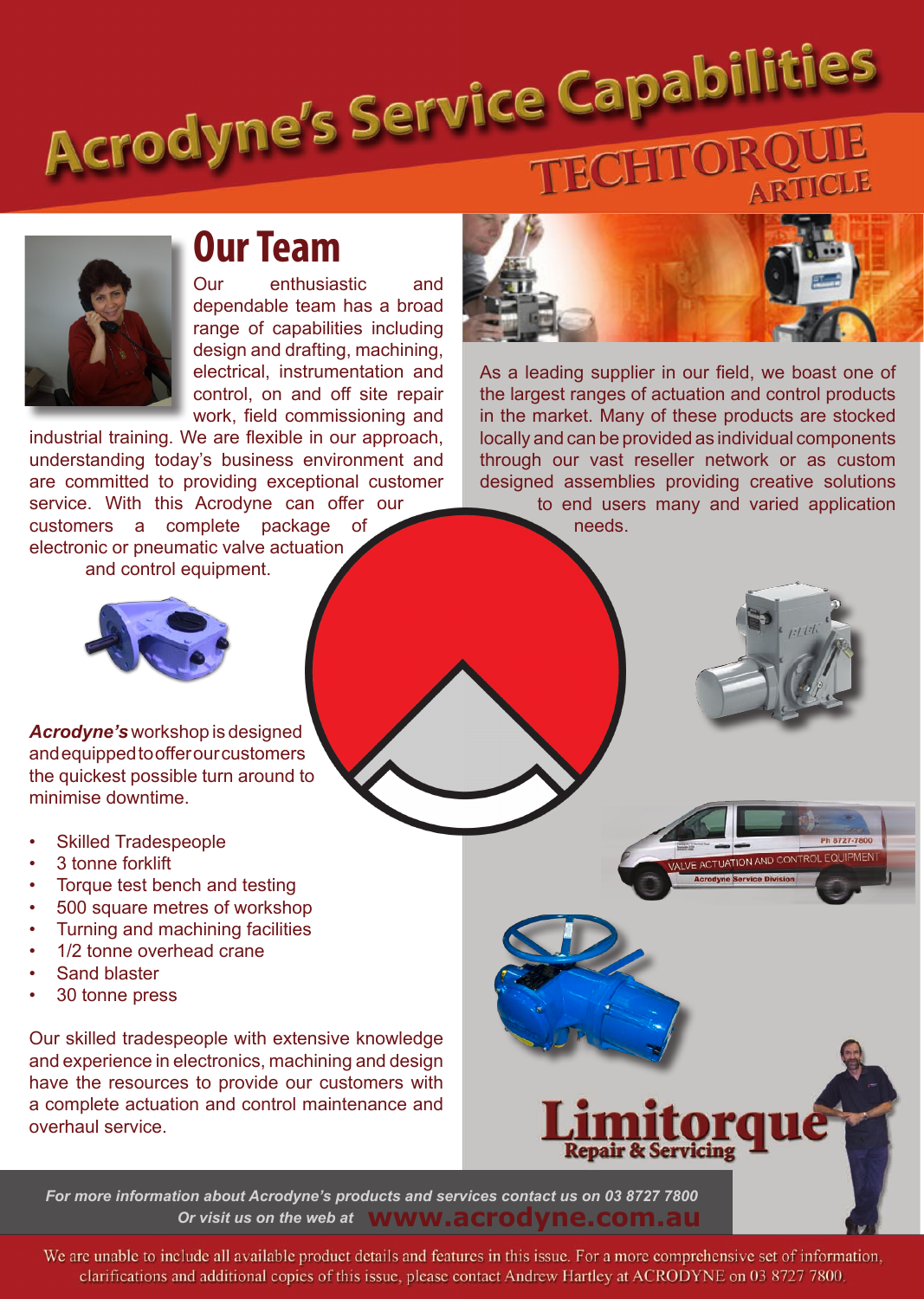# Acrodyne's Service Capabilities

TECHTORQUE ARTICLE

## Our Team

Our enthusiastic and dependable team has a broad range of capabilities including design and drafting, machining, electrical, instrumentation and control, on and off site repair work, field commissioning and industrial training. We are flexible in our approach, understanding today's business environment and are committed to providing exceptional customer service. With this Acrodyne can offer our customers a complete package of electronic or pneumatic valve actuation and control equipment.

As a leading supplier in our field, we boast one of the largest ranges of actuation and control products in the market. Many of these products are stocked locally and can be provided as individual components through our vast reseller network or as custom designed assemblies providing creative solutions to end users many and varied application needs.

***Acrodyne's*** workshop is designed and equipped to offer our customers the quickest possible turn around to minimise downtime.

- Skilled Tradespeople
- 3 tonne forklift
- Torque test bench and testing
- 500 square metres of workshop
- Turning and machining facilities
- 1/2 tonne overhead crane
- Sand blaster
- 30 tonne press

Our skilled tradespeople with extensive knowledge and experience in electronics, machining and design have the resources to provide our customers with a complete actuation and control maintenance and overhaul service.

Limitorque Repair & Servicing

*For more information about Acrodyne's products and services contact us on 03 8727 7800*
*Or visit us on the web at* **www.acrodyne.com.au**

We are unable to include all available product details and features in this issue. For a more comprehensive set of information, clarifications and additional copies of this issue, please contact Andrew Hartley at ACRODYNE on 03 8727 7800.